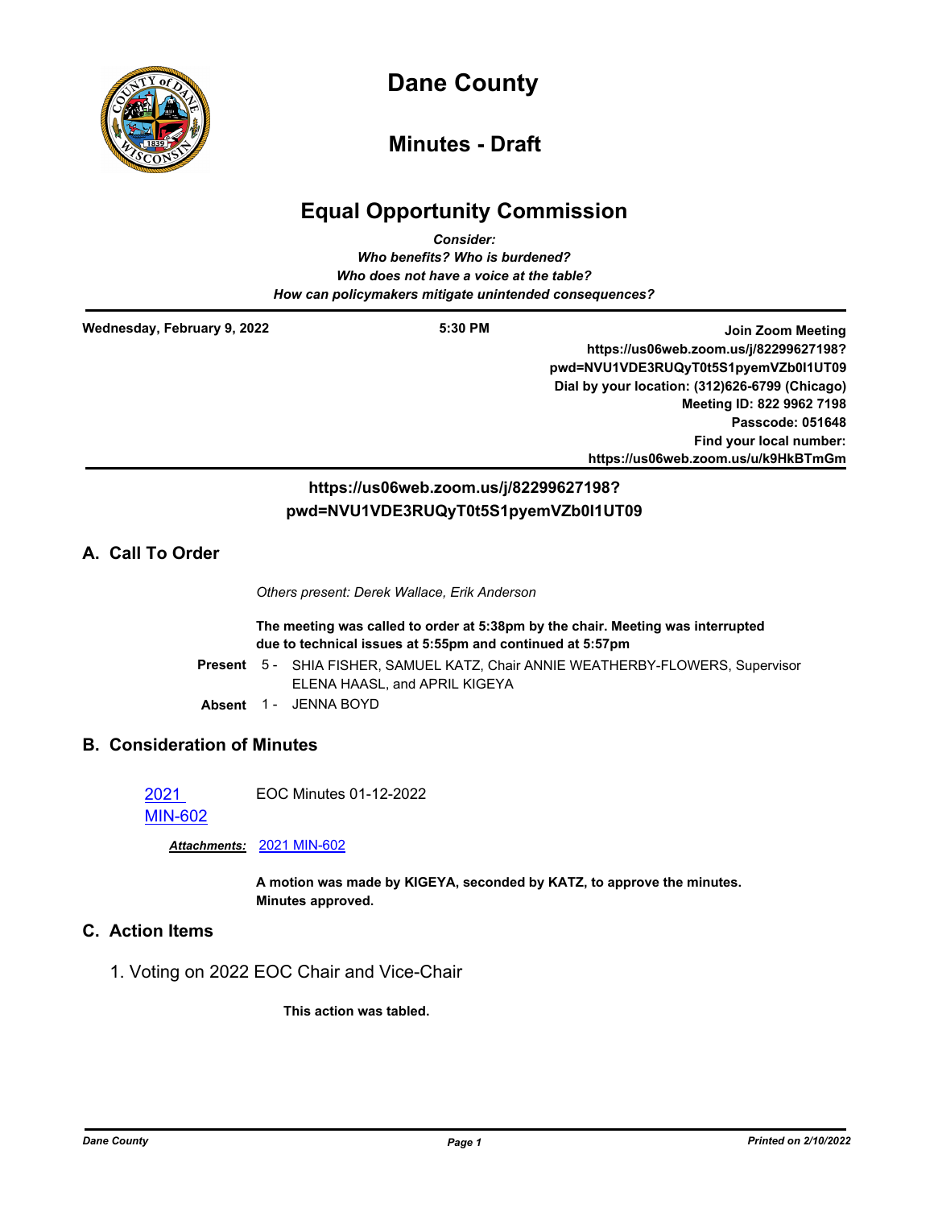# Dane County

## Minutes - Draft

# Equal Opportunity Commission

*Consider:*
*Who benefits? Who is burdened?*
*Who does not have a voice at the table?*
*How can policymakers mitigate unintended consequences?*

**Wednesday, February 9, 2022** **5:30 PM**

**Join Zoom Meeting**
**https://us06web.zoom.us/j/82299627198?pwd=NVU1VDE3RUQyT0t5S1pyemVZb0l1UT09**
**Dial by your location: (312)626-6799 (Chicago)**
**Meeting ID: 822 9962 7198**
**Passcode: 051648**
**Find your local number:**
**https://us06web.zoom.us/u/k9HkBTmGm**

**https://us06web.zoom.us/j/82299627198?pwd=NVU1VDE3RUQyT0t5S1pyemVZb0l1UT09**

## A. Call To Order

*Others present: Derek Wallace, Erik Anderson*

**The meeting was called to order at 5:38pm by the chair. Meeting was interrupted due to technical issues at 5:55pm and continued at 5:57pm**

**Present** 5 - SHIA FISHER, SAMUEL KATZ, Chair ANNIE WEATHERBY-FLOWERS, Supervisor ELENA HAASL, and APRIL KIGEYA

**Absent** 1 - JENNA BOYD

## B. Consideration of Minutes

2021 MIN-602 EOC Minutes 01-12-2022

***Attachments:*** 2021 MIN-602

**A motion was made by KIGEYA, seconded by KATZ, to approve the minutes. Minutes approved.**

## C. Action Items

1. Voting on 2022 EOC Chair and Vice-Chair

**This action was tabled.**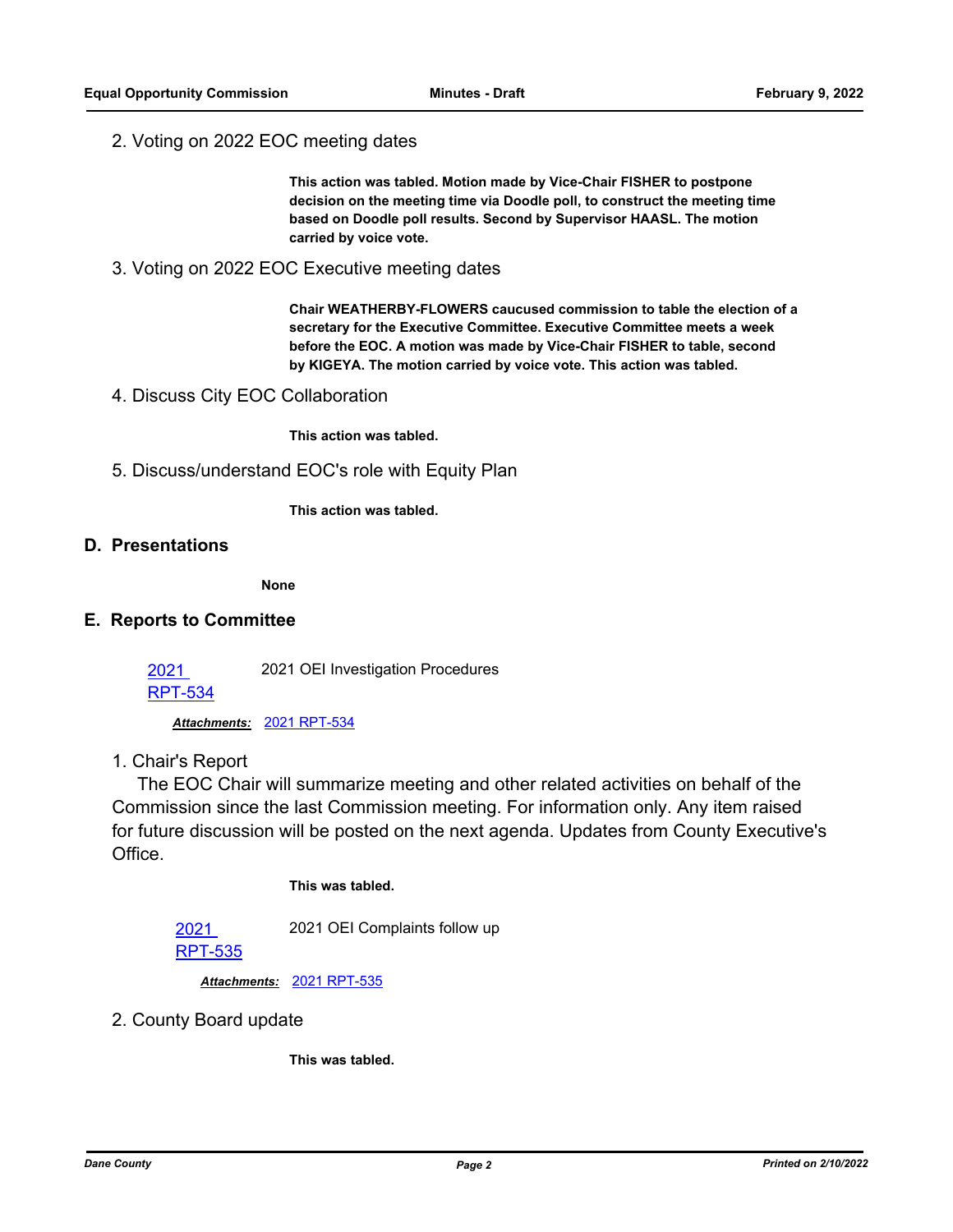2. Voting on 2022 EOC meeting dates

**This action was tabled. Motion made by Vice-Chair FISHER to postpone decision on the meeting time via Doodle poll, to construct the meeting time based on Doodle poll results. Second by Supervisor HAASL. The motion carried by voice vote.**

3. Voting on 2022 EOC Executive meeting dates

**Chair WEATHERBY-FLOWERS caucused commission to table the election of a secretary for the Executive Committee. Executive Committee meets a week before the EOC. A motion was made by Vice-Chair FISHER to table, second by KIGEYA. The motion carried by voice vote. This action was tabled.**

4. Discuss City EOC Collaboration

**This action was tabled.**

5. Discuss/understand EOC's role with Equity Plan

**This action was tabled.**

## D. Presentations

**None**

## E. Reports to Committee

2021 RPT-534 — 2021 OEI Investigation Procedures

***Attachments:*** 2021 RPT-534

1. Chair's Report

The EOC Chair will summarize meeting and other related activities on behalf of the Commission since the last Commission meeting. For information only. Any item raised for future discussion will be posted on the next agenda. Updates from County Executive's Office.

**This was tabled.**

2021 RPT-535 — 2021 OEI Complaints follow up

***Attachments:*** 2021 RPT-535

2. County Board update

**This was tabled.**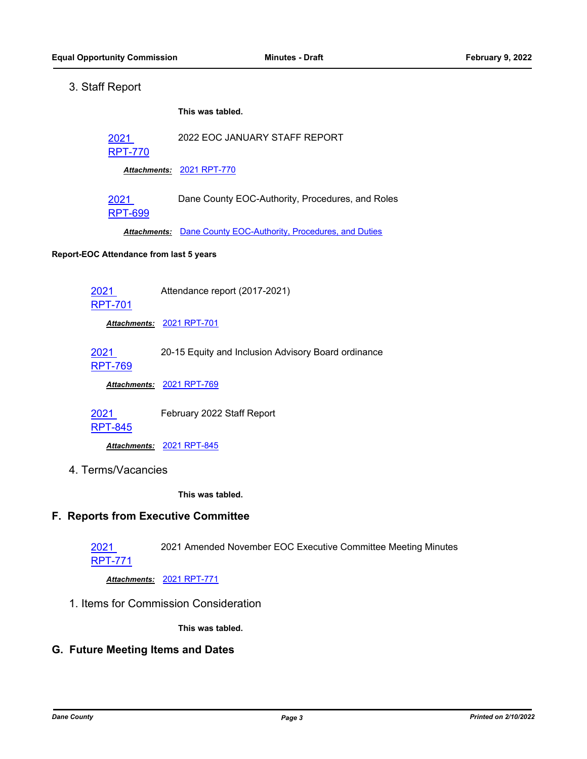3. Staff Report

**This was tabled.**

2021 RPT-770 — 2022 EOC JANUARY STAFF REPORT

***Attachments:*** 2021 RPT-770

2021 RPT-699 — Dane County EOC-Authority, Procedures, and Roles

***Attachments:*** Dane County EOC-Authority, Procedures, and Duties

**Report-EOC Attendance from last 5 years**

2021 RPT-701 — Attendance report (2017-2021)

***Attachments:*** 2021 RPT-701

2021 RPT-769 — 20-15 Equity and Inclusion Advisory Board ordinance

***Attachments:*** 2021 RPT-769

2021 RPT-845 — February 2022 Staff Report

***Attachments:*** 2021 RPT-845

4. Terms/Vacancies

**This was tabled.**

## F. Reports from Executive Committee

2021 RPT-771 — 2021 Amended November EOC Executive Committee Meeting Minutes

***Attachments:*** 2021 RPT-771

1. Items for Commission Consideration

**This was tabled.**

## G. Future Meeting Items and Dates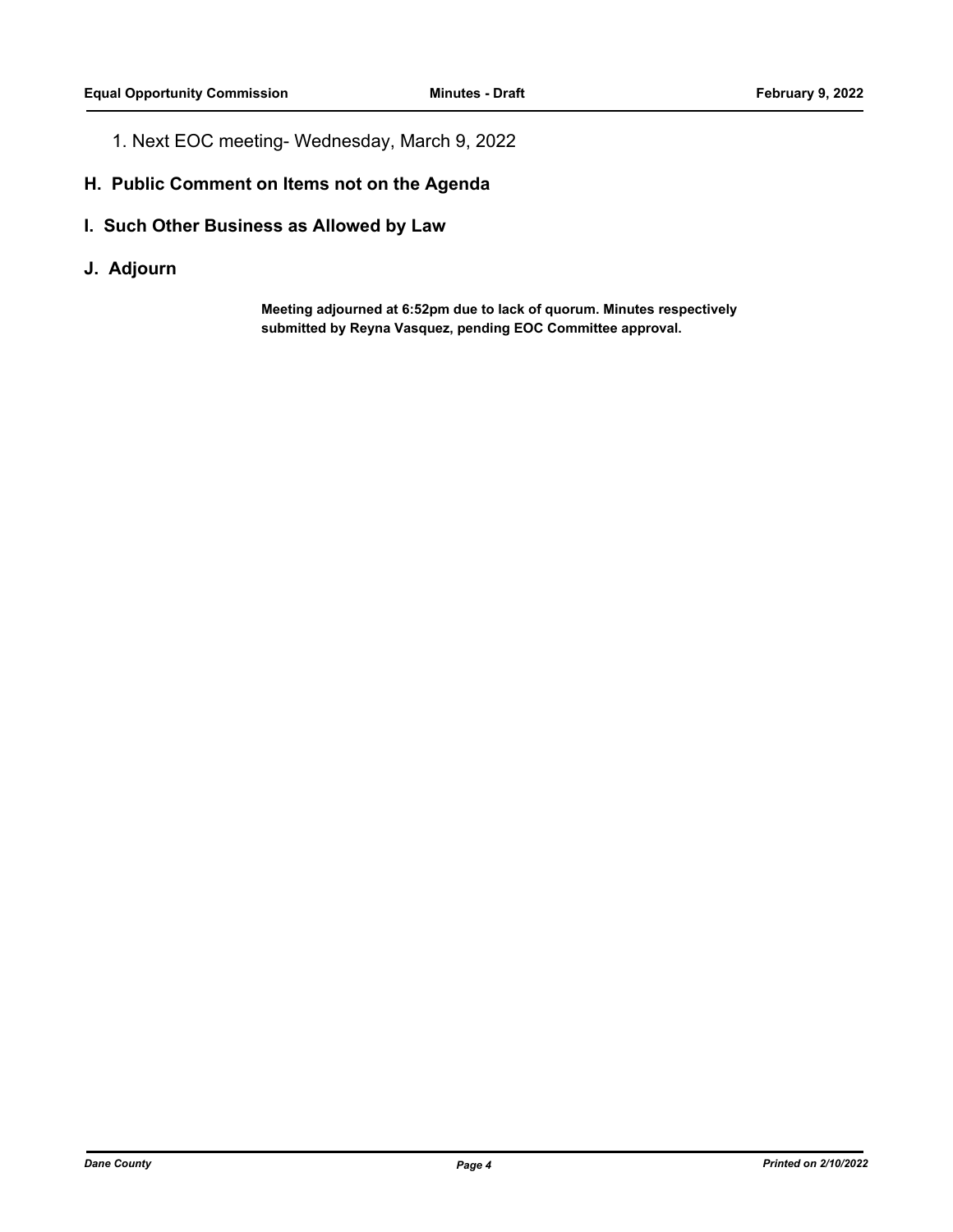1. Next EOC meeting- Wednesday, March 9, 2022

## H. Public Comment on Items not on the Agenda

## I. Such Other Business as Allowed by Law

## J. Adjourn

**Meeting adjourned at 6:52pm due to lack of quorum. Minutes respectively submitted by Reyna Vasquez, pending EOC Committee approval.**